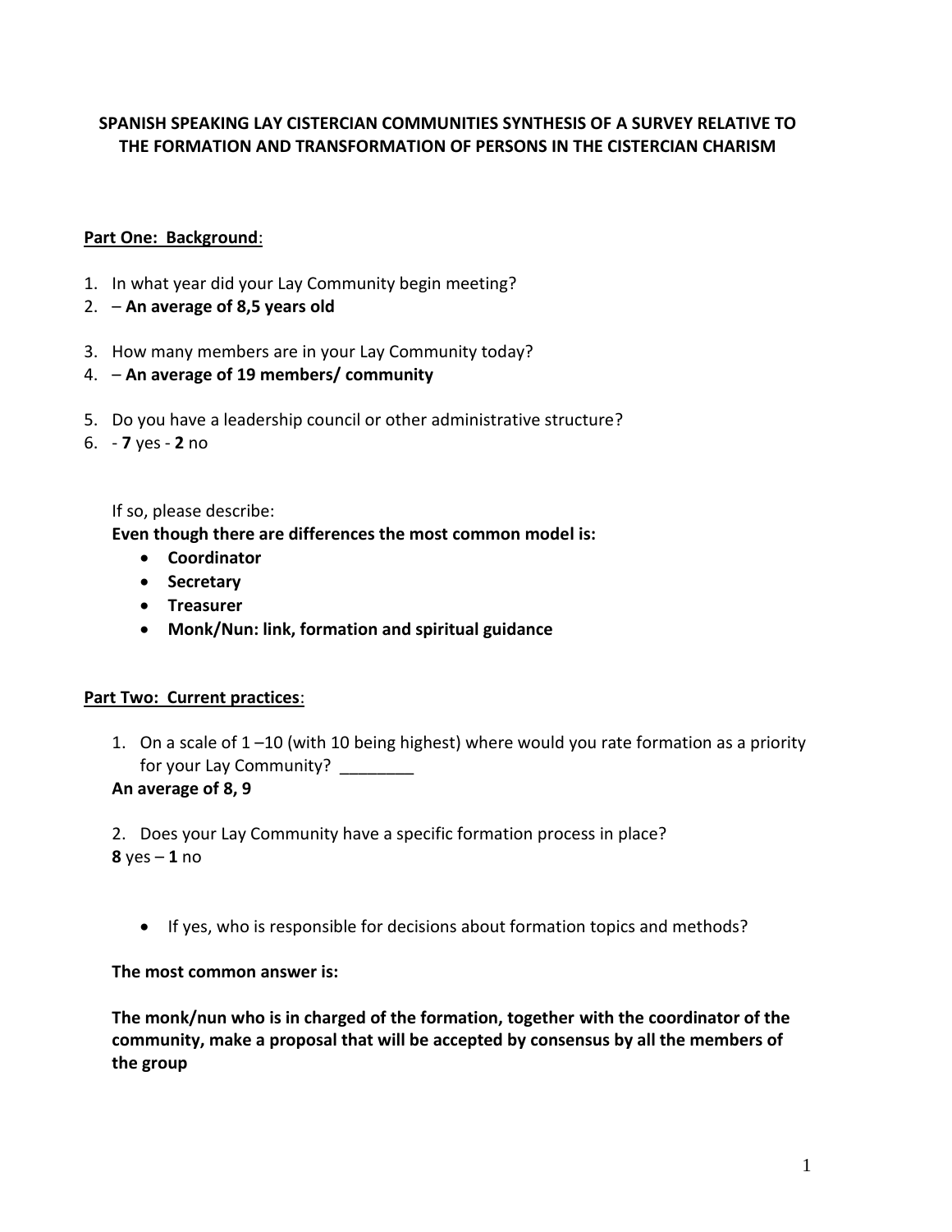**SPANISH SPEAKING LAY CISTERCIAN COMMUNITIES SYNTHESIS OF A SURVEY RELATIVE TO THE FORMATION AND TRANSFORMATION OF PERSONS IN THE CISTERCIAN CHARISM**

**Part One: Background**:

1. In what year did your Lay Community begin meeting?
2. – **An average of 8,5 years old**
3. How many members are in your Lay Community today?
4. – **An average of 19 members/ community**
5. Do you have a leadership council or other administrative structure?
6. - **7** yes - **2** no

If so, please describe:

**Even though there are differences the most common model is:**

- **Coordinator**
- **Secretary**
- **Treasurer**
- **Monk/Nun: link, formation and spiritual guidance**

**Part Two: Current practices**:

1. On a scale of 1 –10 (with 10 being highest) where would you rate formation as a priority for your Lay Community? ________

**An average of 8, 9**

2. Does your Lay Community have a specific formation process in place?

**8** yes – **1** no

- If yes, who is responsible for decisions about formation topics and methods?

**The most common answer is:**

**The monk/nun who is in charged of the formation, together with the coordinator of the community, make a proposal that will be accepted by consensus by all the members of the group**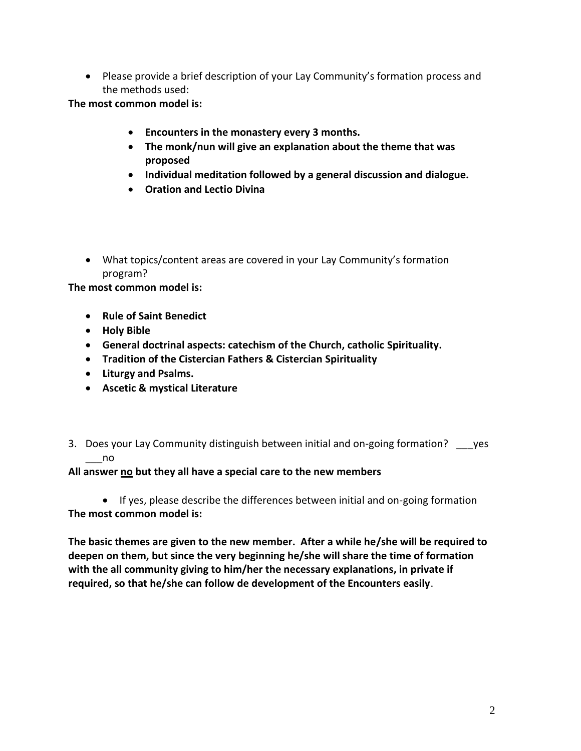- Please provide a brief description of your Lay Community's formation process and the methods used:

**The most common model is:**

- **Encounters in the monastery every 3 months.**
- **The monk/nun will give an explanation about the theme that was proposed**
- **Individual meditation followed by a general discussion and dialogue.**
- **Oration and Lectio Divina**

- What topics/content areas are covered in your Lay Community's formation program?

**The most common model is:**

- **Rule of Saint Benedict**
- **Holy Bible**
- **General doctrinal aspects: catechism of the Church, catholic Spirituality.**
- **Tradition of the Cistercian Fathers & Cistercian Spirituality**
- **Liturgy and Psalms.**
- **Ascetic & mystical Literature**

3. Does your Lay Community distinguish between initial and on-going formation? ___yes ___no

**All answer <u>no</u> but they all have a special care to the new members**

- If yes, please describe the differences between initial and on-going formation

**The most common model is:**

**The basic themes are given to the new member. After a while he/she will be required to deepen on them, but since the very beginning he/she will share the time of formation with the all community giving to him/her the necessary explanations, in private if required, so that he/she can follow de development of the Encounters easily**.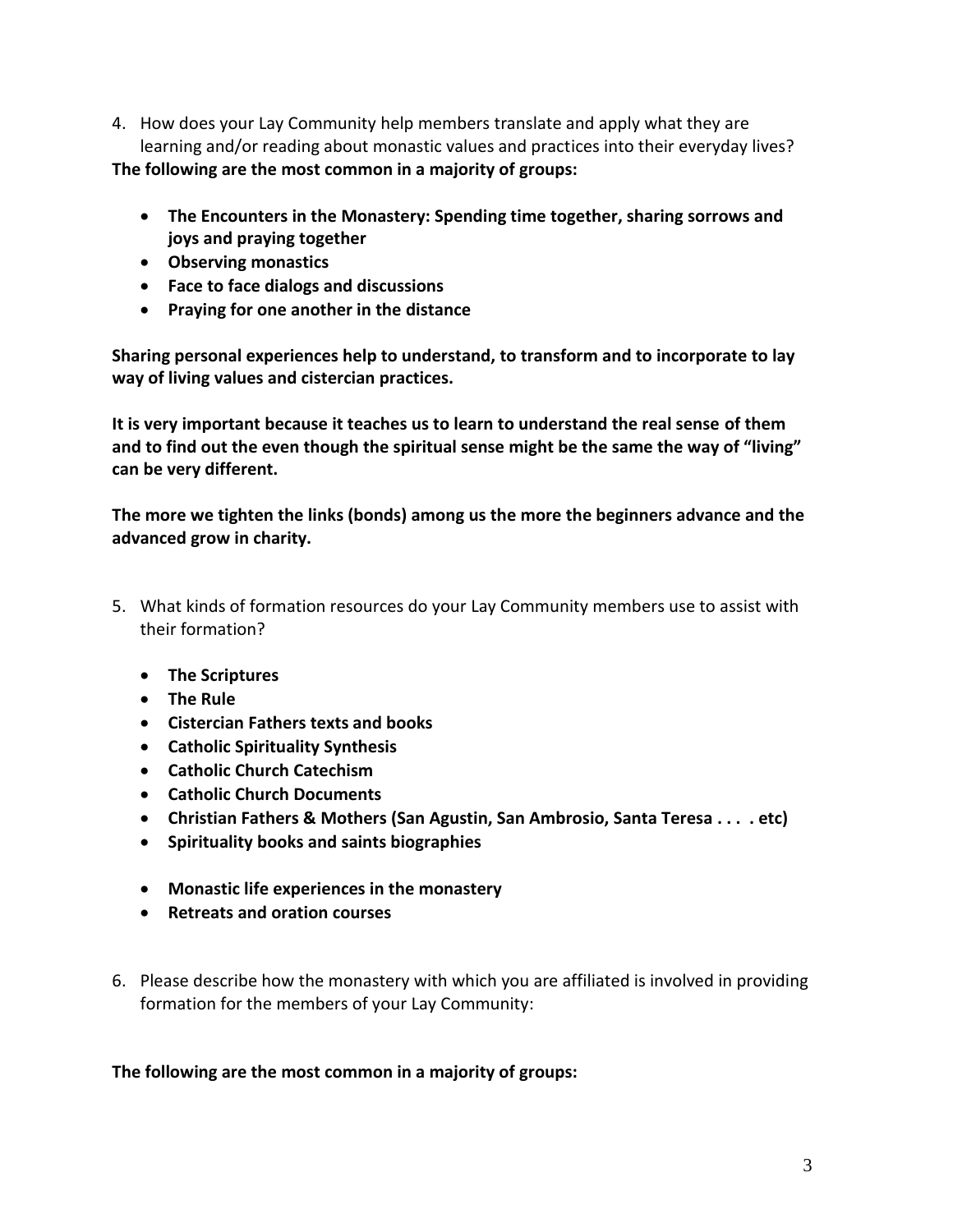4. How does your Lay Community help members translate and apply what they are learning and/or reading about monastic values and practices into their everyday lives?

**The following are the most common in a majority of groups:**

- **The Encounters in the Monastery: Spending time together, sharing sorrows and joys and praying together**
- **Observing monastics**
- **Face to face dialogs and discussions**
- **Praying for one another in the distance**

**Sharing personal experiences help to understand, to transform and to incorporate to lay way of living values and cistercian practices.**

**It is very important because it teaches us to learn to understand the real sense of them and to find out the even though the spiritual sense might be the same the way of "living" can be very different.**

**The more we tighten the links (bonds) among us the more the beginners advance and the advanced grow in charity.**

5. What kinds of formation resources do your Lay Community members use to assist with their formation?

- **The Scriptures**
- **The Rule**
- **Cistercian Fathers texts and books**
- **Catholic Spirituality Synthesis**
- **Catholic Church Catechism**
- **Catholic Church Documents**
- **Christian Fathers & Mothers (San Agustin, San Ambrosio, Santa Teresa . . . . etc)**
- **Spirituality books and saints biographies**
- **Monastic life experiences in the monastery**
- **Retreats and oration courses**

6. Please describe how the monastery with which you are affiliated is involved in providing formation for the members of your Lay Community:

**The following are the most common in a majority of groups:**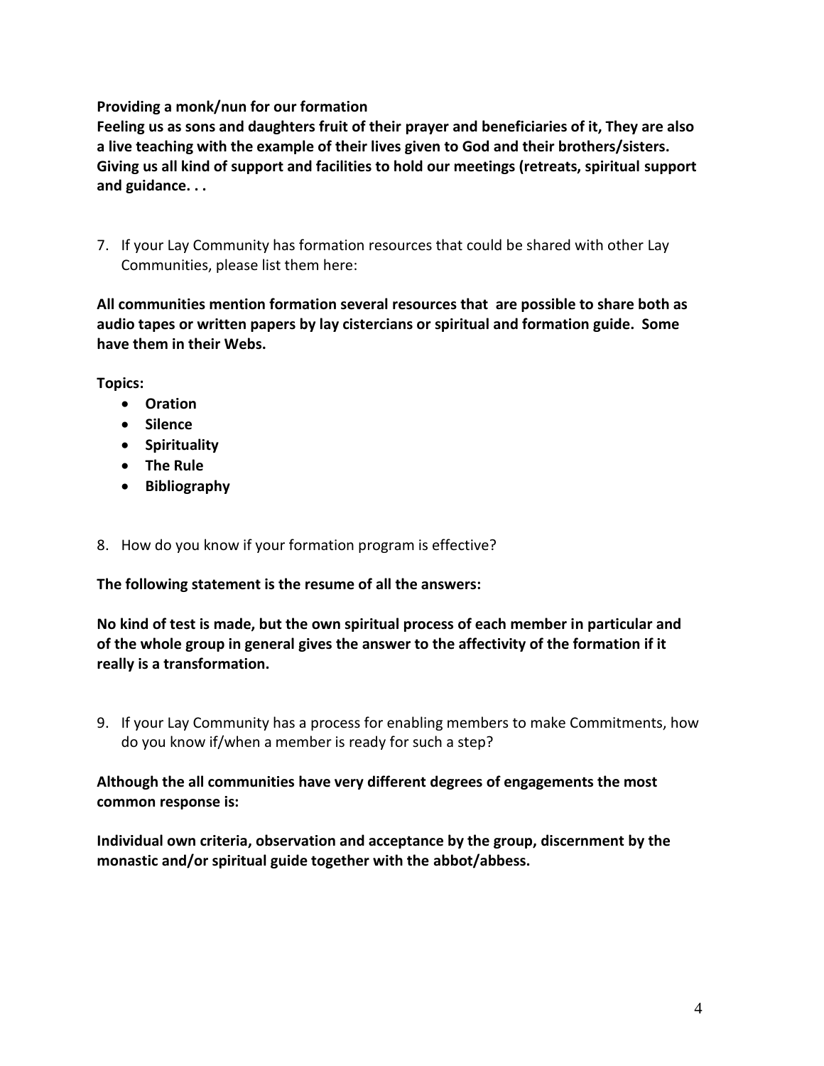**Providing a monk/nun for our formation**

**Feeling us as sons and daughters fruit of their prayer and beneficiaries of it, They are also a live teaching with the example of their lives given to God and their brothers/sisters. Giving us all kind of support and facilities to hold our meetings (retreats, spiritual support and guidance. . .**

7. If your Lay Community has formation resources that could be shared with other Lay Communities, please list them here:

**All communities mention formation several resources that are possible to share both as audio tapes or written papers by lay cistercians or spiritual and formation guide. Some have them in their Webs.**

**Topics:**

- **Oration**
- **Silence**
- **Spirituality**
- **The Rule**
- **Bibliography**

8. How do you know if your formation program is effective?

**The following statement is the resume of all the answers:**

**No kind of test is made, but the own spiritual process of each member in particular and of the whole group in general gives the answer to the affectivity of the formation if it really is a transformation.**

9. If your Lay Community has a process for enabling members to make Commitments, how do you know if/when a member is ready for such a step?

**Although the all communities have very different degrees of engagements the most common response is:**

**Individual own criteria, observation and acceptance by the group, discernment by the monastic and/or spiritual guide together with the abbot/abbess.**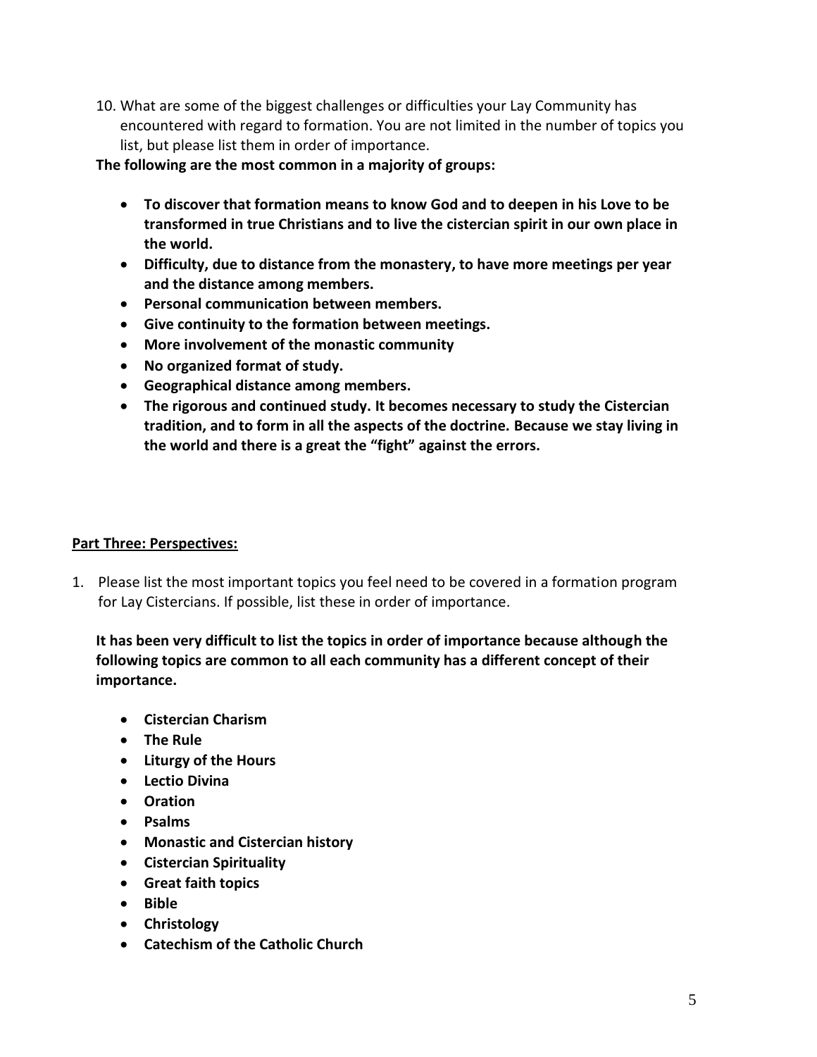10. What are some of the biggest challenges or difficulties your Lay Community has encountered with regard to formation. You are not limited in the number of topics you list, but please list them in order of importance.

**The following are the most common in a majority of groups:**

- **To discover that formation means to know God and to deepen in his Love to be transformed in true Christians and to live the cistercian spirit in our own place in the world.**
- **Difficulty, due to distance from the monastery, to have more meetings per year and the distance among members.**
- **Personal communication between members.**
- **Give continuity to the formation between meetings.**
- **More involvement of the monastic community**
- **No organized format of study.**
- **Geographical distance among members.**
- **The rigorous and continued study. It becomes necessary to study the Cistercian tradition, and to form in all the aspects of the doctrine. Because we stay living in the world and there is a great the "fight" against the errors.**

## Part Three: Perspectives:

1. Please list the most important topics you feel need to be covered in a formation program for Lay Cistercians. If possible, list these in order of importance.

   **It has been very difficult to list the topics in order of importance because although the following topics are common to all each community has a different concept of their importance.**

   - **Cistercian Charism**
   - **The Rule**
   - **Liturgy of the Hours**
   - **Lectio Divina**
   - **Oration**
   - **Psalms**
   - **Monastic and Cistercian history**
   - **Cistercian Spirituality**
   - **Great faith topics**
   - **Bible**
   - **Christology**
   - **Catechism of the Catholic Church**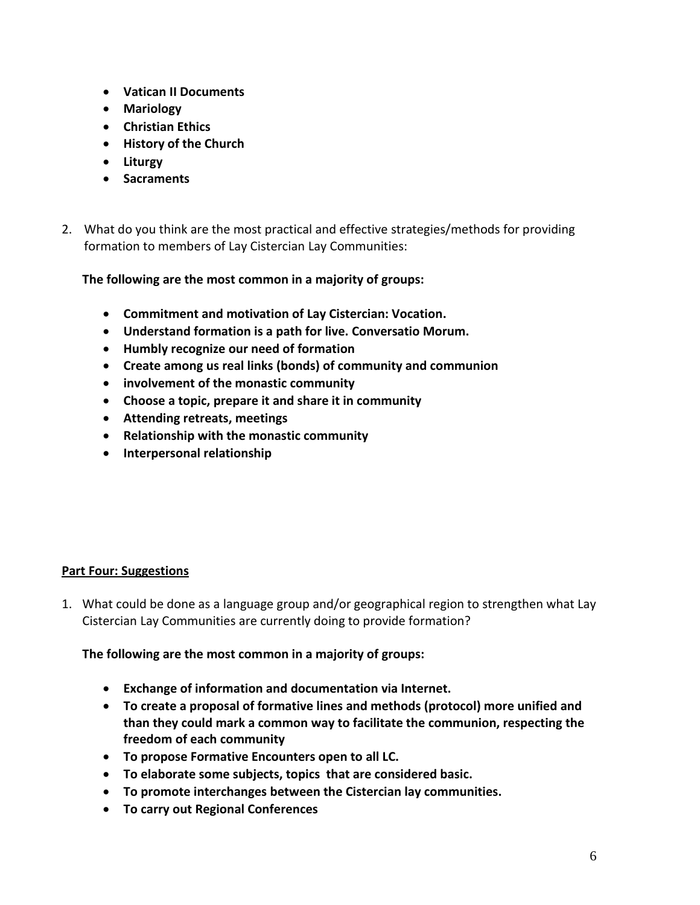- **Vatican II Documents**
- **Mariology**
- **Christian Ethics**
- **History of the Church**
- **Liturgy**
- **Sacraments**

2. What do you think are the most practical and effective strategies/methods for providing formation to members of Lay Cistercian Lay Communities:

   **The following are the most common in a majority of groups:**

   - **Commitment and motivation of Lay Cistercian: Vocation.**
   - **Understand formation is a path for live. Conversatio Morum.**
   - **Humbly recognize our need of formation**
   - **Create among us real links (bonds) of community and communion**
   - **involvement of the monastic community**
   - **Choose a topic, prepare it and share it in community**
   - **Attending retreats, meetings**
   - **Relationship with the monastic community**
   - **Interpersonal relationship**

**<u>Part Four: Suggestions</u>**

1. What could be done as a language group and/or geographical region to strengthen what Lay Cistercian Lay Communities are currently doing to provide formation?

   **The following are the most common in a majority of groups:**

   - **Exchange of information and documentation via Internet.**
   - **To create a proposal of formative lines and methods (protocol) more unified and than they could mark a common way to facilitate the communion, respecting the freedom of each community**
   - **To propose Formative Encounters open to all LC.**
   - **To elaborate some subjects, topics that are considered basic.**
   - **To promote interchanges between the Cistercian lay communities.**
   - **To carry out Regional Conferences**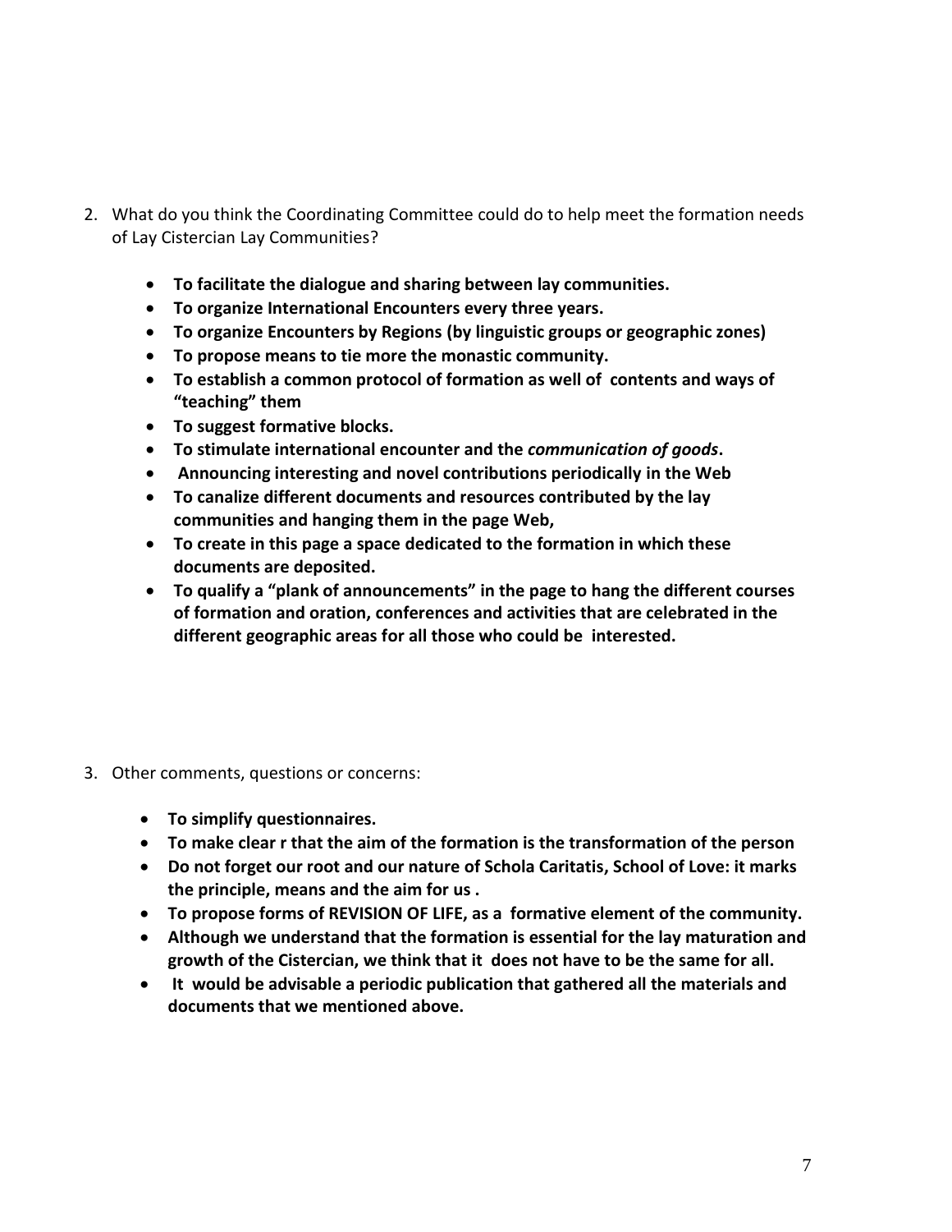2. What do you think the Coordinating Committee could do to help meet the formation needs of Lay Cistercian Lay Communities?

    - **To facilitate the dialogue and sharing between lay communities.**
    - **To organize International Encounters every three years.**
    - **To organize Encounters by Regions (by linguistic groups or geographic zones)**
    - **To propose means to tie more the monastic community.**
    - **To establish a common protocol of formation as well of contents and ways of "teaching" them**
    - **To suggest formative blocks.**
    - **To stimulate international encounter and the *communication of goods*.**
    - **Announcing interesting and novel contributions periodically in the Web**
    - **To canalize different documents and resources contributed by the lay communities and hanging them in the page Web,**
    - **To create in this page a space dedicated to the formation in which these documents are deposited.**
    - **To qualify a "plank of announcements" in the page to hang the different courses of formation and oration, conferences and activities that are celebrated in the different geographic areas for all those who could be interested.**

3. Other comments, questions or concerns:

    - **To simplify questionnaires.**
    - **To make clear r that the aim of the formation is the transformation of the person**
    - **Do not forget our root and our nature of Schola Caritatis, School of Love: it marks the principle, means and the aim for us .**
    - **To propose forms of REVISION OF LIFE, as a formative element of the community.**
    - **Although we understand that the formation is essential for the lay maturation and growth of the Cistercian, we think that it does not have to be the same for all.**
    - **It would be advisable a periodic publication that gathered all the materials and documents that we mentioned above.**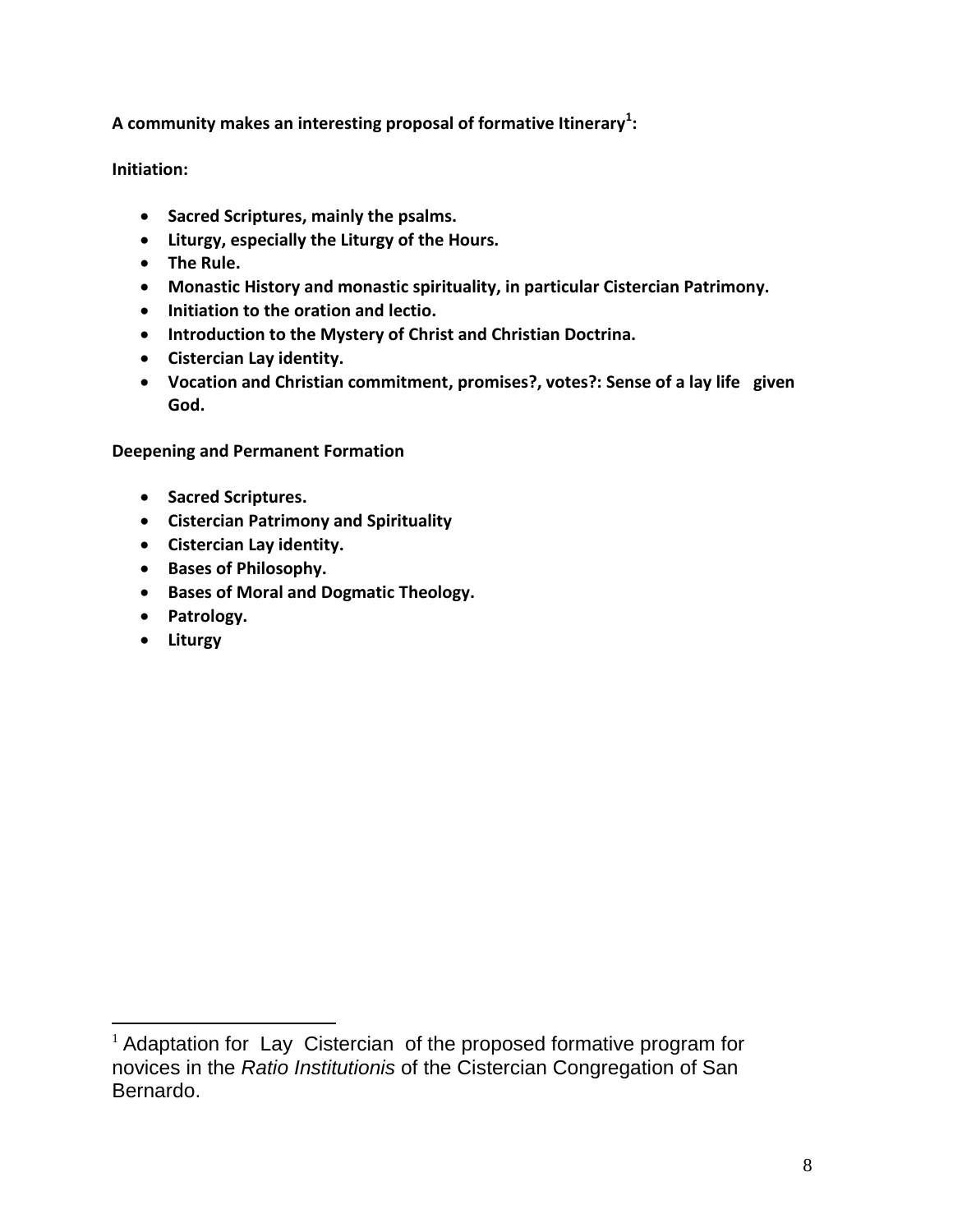**A community makes an interesting proposal of formative Itinerary[1]:**

**Initiation:**

- **Sacred Scriptures, mainly the psalms.**
- **Liturgy, especially the Liturgy of the Hours.**
- **The Rule.**
- **Monastic History and monastic spirituality, in particular Cistercian Patrimony.**
- **Initiation to the oration and lectio.**
- **Introduction to the Mystery of Christ and Christian Doctrina.**
- **Cistercian Lay identity.**
- **Vocation and Christian commitment, promises?, votes?: Sense of a lay life given God.**

**Deepening and Permanent Formation**

- **Sacred Scriptures.**
- **Cistercian Patrimony and Spirituality**
- **Cistercian Lay identity.**
- **Bases of Philosophy.**
- **Bases of Moral and Dogmatic Theology.**
- **Patrology.**
- **Liturgy**

[1] Adaptation for Lay Cistercian of the proposed formative program for novices in the *Ratio Institutionis* of the Cistercian Congregation of San Bernardo.